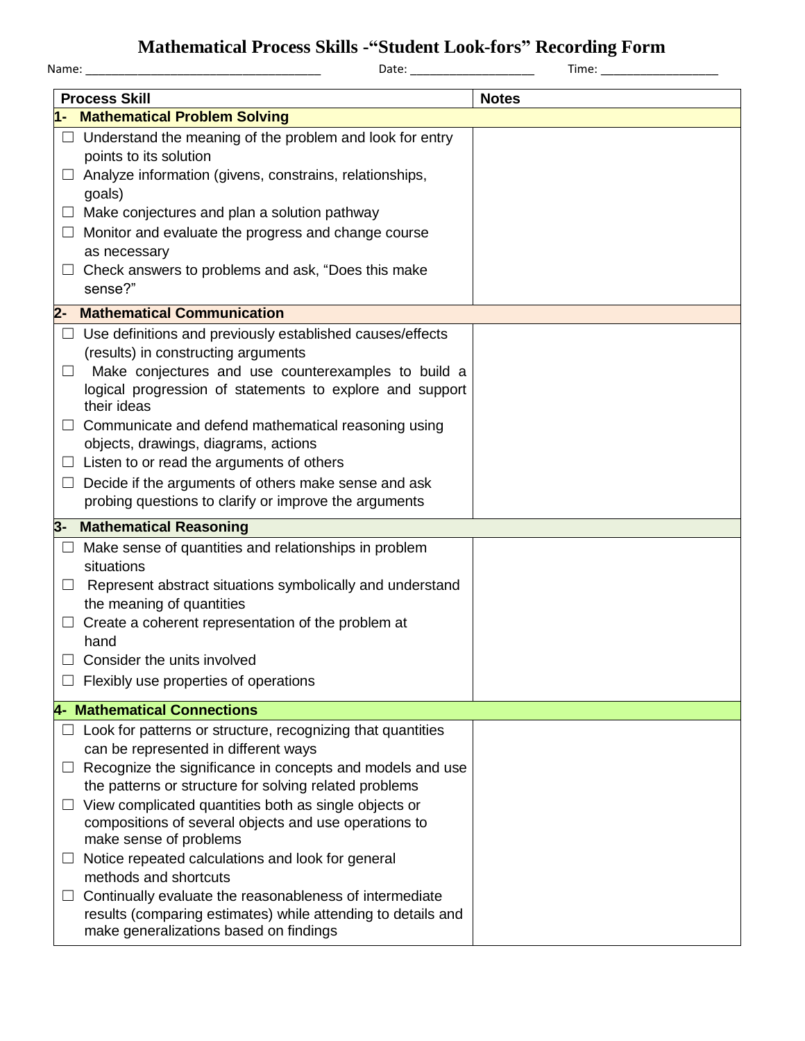# Mathematical Process Skills -"Student Look-fors" Recording Form

Name: ___________________________________ Date: ___________________ Time: __________________

| Process Skill | Notes |
|---|---|
| **1- Mathematical Problem Solving** | |
| ☐ Understand the meaning of the problem and look for entry points to its solution<br>☐ Analyze information (givens, constrains, relationships, goals)<br>☐ Make conjectures and plan a solution pathway<br>☐ Monitor and evaluate the progress and change course as necessary<br>☐ Check answers to problems and ask, "Does this make sense?" | |
| **2- Mathematical Communication** | |
| ☐ Use definitions and previously established causes/effects (results) in constructing arguments<br>☐ Make conjectures and use counterexamples to build a logical progression of statements to explore and support their ideas<br>☐ Communicate and defend mathematical reasoning using objects, drawings, diagrams, actions<br>☐ Listen to or read the arguments of others<br>☐ Decide if the arguments of others make sense and ask probing questions to clarify or improve the arguments | |
| **3- Mathematical Reasoning** | |
| ☐ Make sense of quantities and relationships in problem situations<br>☐ Represent abstract situations symbolically and understand the meaning of quantities<br>☐ Create a coherent representation of the problem at hand<br>☐ Consider the units involved<br>☐ Flexibly use properties of operations | |
| **4- Mathematical Connections** | |
| ☐ Look for patterns or structure, recognizing that quantities can be represented in different ways<br>☐ Recognize the significance in concepts and models and use the patterns or structure for solving related problems<br>☐ View complicated quantities both as single objects or compositions of several objects and use operations to make sense of problems<br>☐ Notice repeated calculations and look for general methods and shortcuts<br>☐ Continually evaluate the reasonableness of intermediate results (comparing estimates) while attending to details and make generalizations based on findings | |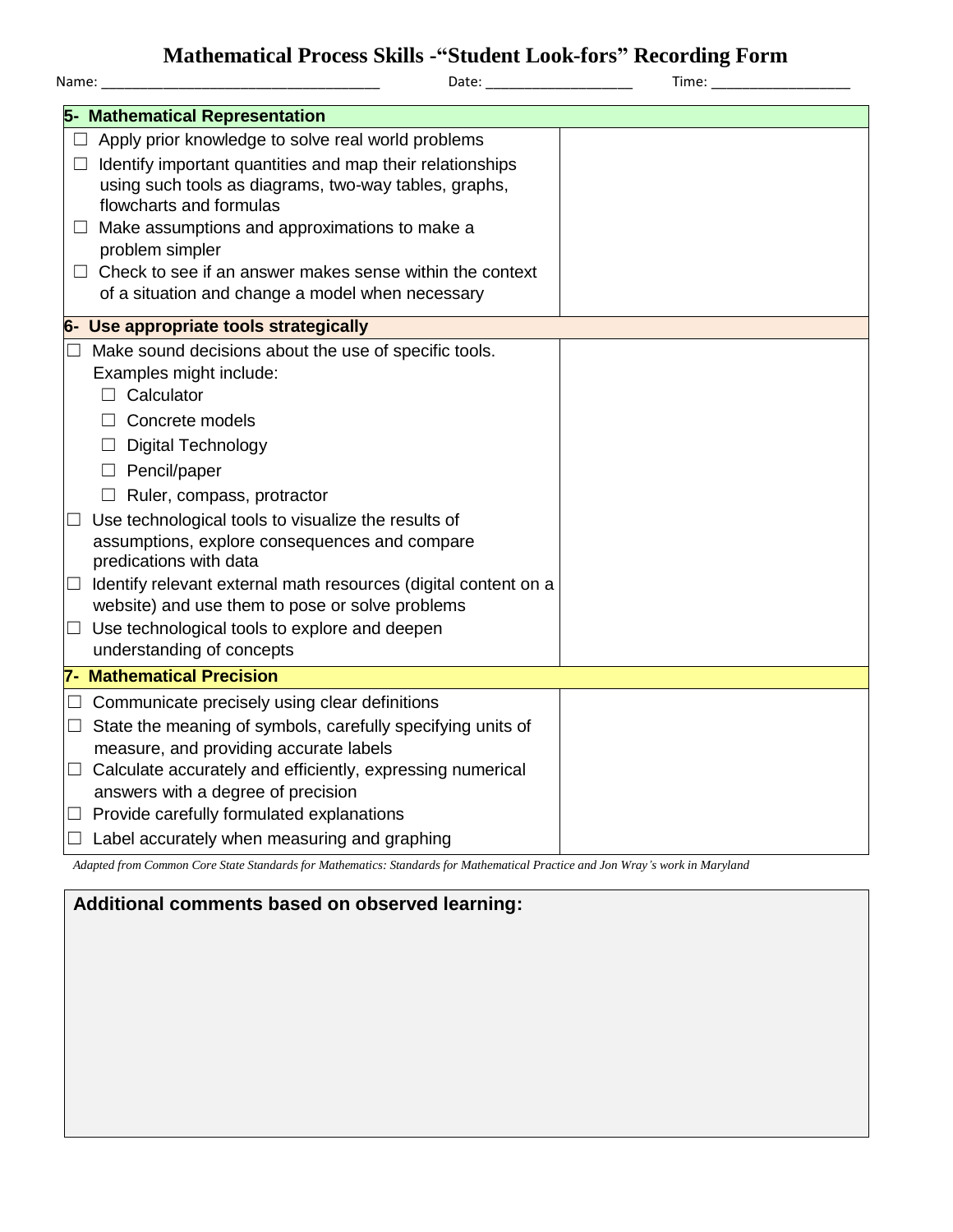# Mathematical Process Skills -"Student Look-fors" Recording Form

Name: ____________________________________ Date: ____________________ Time: ___________________

| 5- Mathematical Representation | |
|---|---|
| ☐ Apply prior knowledge to solve real world problems<br>☐ Identify important quantities and map their relationships using such tools as diagrams, two-way tables, graphs, flowcharts and formulas<br>☐ Make assumptions and approximations to make a problem simpler<br>☐ Check to see if an answer makes sense within the context of a situation and change a model when necessary | |
| **6- Use appropriate tools strategically** | |
| ☐ Make sound decisions about the use of specific tools. Examples might include:<br>☐ Calculator<br>☐ Concrete models<br>☐ Digital Technology<br>☐ Pencil/paper<br>☐ Ruler, compass, protractor<br>☐ Use technological tools to visualize the results of assumptions, explore consequences and compare predications with data<br>☐ Identify relevant external math resources (digital content on a website) and use them to pose or solve problems<br>☐ Use technological tools to explore and deepen understanding of concepts | |
| **7- Mathematical Precision** | |
| ☐ Communicate precisely using clear definitions<br>☐ State the meaning of symbols, carefully specifying units of measure, and providing accurate labels<br>☐ Calculate accurately and efficiently, expressing numerical answers with a degree of precision<br>☐ Provide carefully formulated explanations<br>☐ Label accurately when measuring and graphing | |

*Adapted from Common Core State Standards for Mathematics: Standards for Mathematical Practice and Jon Wray's work in Maryland*

**Additional comments based on observed learning:**